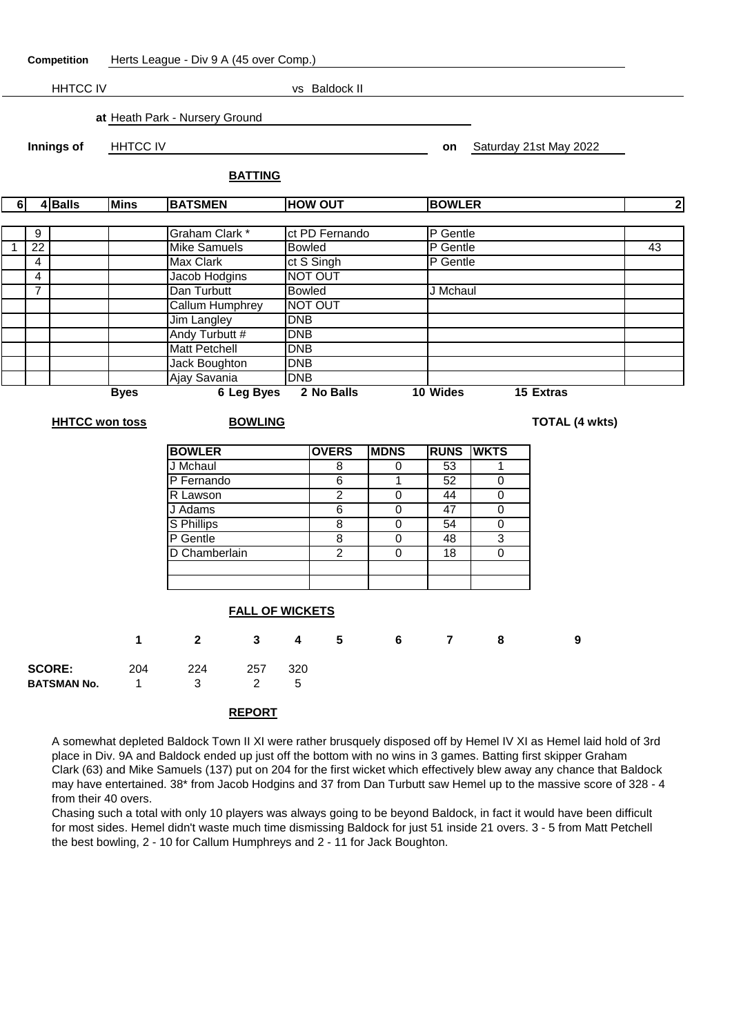**Competition** Herts League - Div 9 A (45 over Comp.)

HHTCC IV vs Baldock II

**at** Heath Park - Nursery Ground

**Innings of** HHTCC IV **on** Saturday 21st May 2022

## BATTING

| 6 | 4 | Balls | Mins | BATSMEN | HOW OUT | BOWLER | 2 |
|---|---|---|---|---|---|---|---|
| | 9 | | | Graham Clark * | ct PD Fernando | P Gentle | |
| 1 | 22 | | | Mike Samuels | Bowled | P Gentle | 43 |
| | 4 | | | Max Clark | ct S Singh | P Gentle | |
| | 4 | | | Jacob Hodgins | NOT OUT | | |
| | 7 | | | Dan Turbutt | Bowled | J Mchaul | |
| | | | | Callum Humphrey | NOT OUT | | |
| | | | | Jim Langley | DNB | | |
| | | | | Andy Turbutt # | DNB | | |
| | | | | Matt Petchell | DNB | | |
| | | | | Jack Boughton | DNB | | |
| | | | | Ajay Savania | DNB | | |

**Byes** **6 Leg Byes** **2 No Balls** **10 Wides** **15 Extras**

**HHTCC won toss**

## BOWLING

**TOTAL (4 wkts)**

| BOWLER | OVERS | MDNS | RUNS | WKTS |
|---|---|---|---|---|
| J Mchaul | 8 | 0 | 53 | 1 |
| P Fernando | 6 | 1 | 52 | 0 |
| R Lawson | 2 | 0 | 44 | 0 |
| J Adams | 6 | 0 | 47 | 0 |
| S Phillips | 8 | 0 | 54 | 0 |
| P Gentle | 8 | 0 | 48 | 3 |
| D Chamberlain | 2 | 0 | 18 | 0 |
| | | | | |
| | | | | |

## FALL OF WICKETS

| | 1 | 2 | 3 | 4 | 5 | 6 | 7 | 8 | 9 |
|---|---|---|---|---|---|---|---|---|---|
| **SCORE:** | 204 | 224 | 257 | 320 | | | | | |
| **BATSMAN No.** | 1 | 3 | 2 | 5 | | | | | |

## REPORT

A somewhat depleted Baldock Town II XI were rather brusquely disposed off by Hemel IV XI as Hemel laid hold of 3rd place in Div. 9A and Baldock ended up just off the bottom with no wins in 3 games. Batting first skipper Graham Clark (63) and Mike Samuels (137) put on 204 for the first wicket which effectively blew away any chance that Baldock may have entertained. 38* from Jacob Hodgins and 37 from Dan Turbutt saw Hemel up to the massive score of 328 - 4 from their 40 overs.

Chasing such a total with only 10 players was always going to be beyond Baldock, in fact it would have been difficult for most sides. Hemel didn't waste much time dismissing Baldock for just 51 inside 21 overs. 3 - 5 from Matt Petchell the best bowling, 2 - 10 for Callum Humphreys and 2 - 11 for Jack Boughton.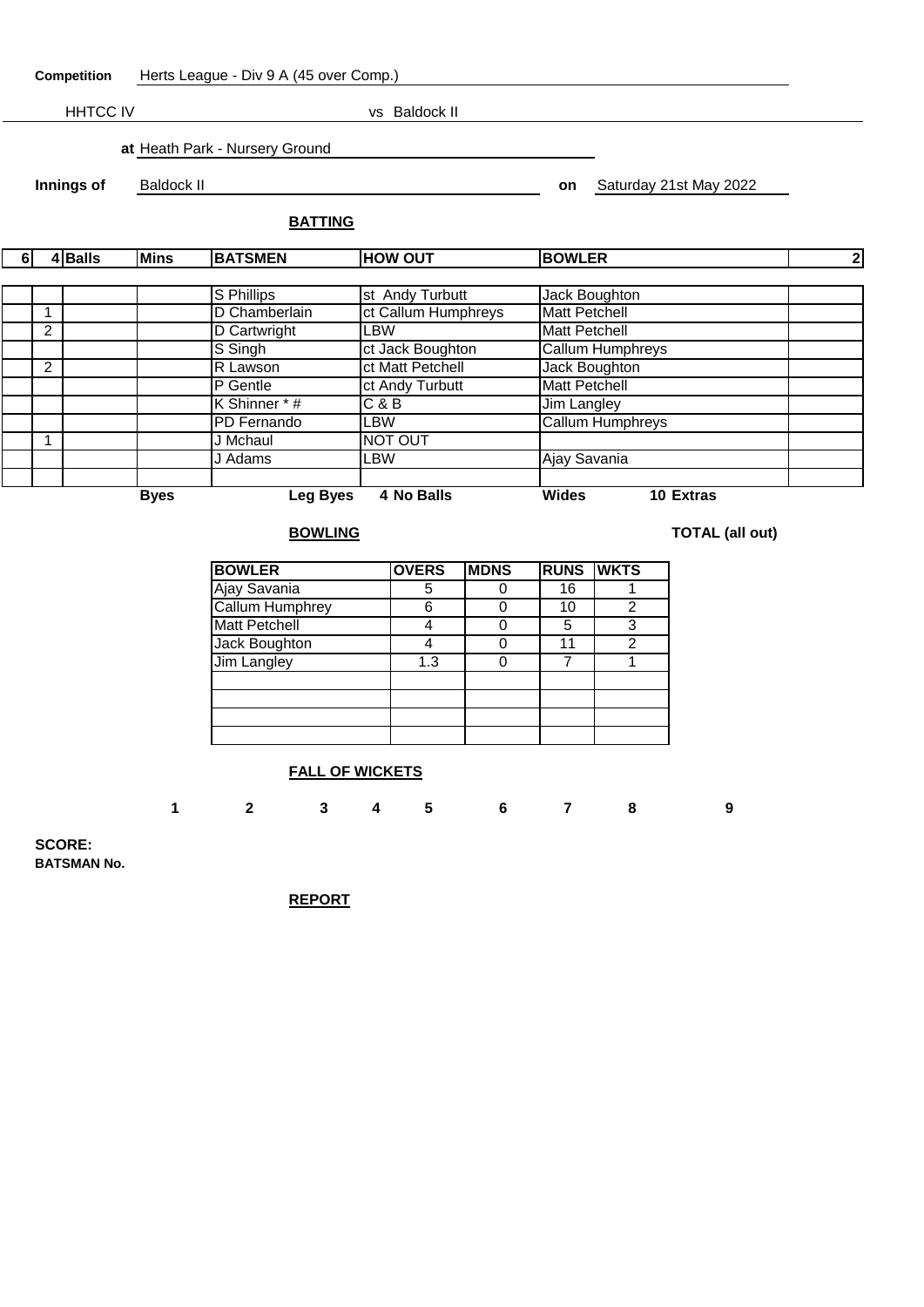**Competition** Herts League - Div 9 A (45 over Comp.)

HHTCC IV vs Baldock II

**at** Heath Park - Nursery Ground

**Innings of** Baldock II **on** Saturday 21st May 2022

**BATTING**

| 6 | 4 | Balls | Mins | BATSMEN | HOW OUT | BOWLER | 2 |
|---|---|---|---|---|---|---|---|
| | | | | S Phillips | st Andy Turbutt | Jack Boughton | |
| | 1 | | | D Chamberlain | ct Callum Humphreys | Matt Petchell | |
| | 2 | | | D Cartwright | LBW | Matt Petchell | |
| | | | | S Singh | ct Jack Boughton | Callum Humphreys | |
| | 2 | | | R Lawson | ct Matt Petchell | Jack Boughton | |
| | | | | P Gentle | ct Andy Turbutt | Matt Petchell | |
| | | | | K Shinner * # | C & B | Jim Langley | |
| | | | | PD Fernando | LBW | Callum Humphreys | |
| | 1 | | | J Mchaul | NOT OUT | | |
| | | | | J Adams | LBW | Ajay Savania | |
| | | | | | | | |

**Byes** **Leg Byes** **4 No Balls** **Wides** **10 Extras**

**BOWLING**

**TOTAL (all out)**

| BOWLER | OVERS | MDNS | RUNS | WKTS |
|---|---|---|---|---|
| Ajay Savania | 5 | 0 | 16 | 1 |
| Callum Humphrey | 6 | 0 | 10 | 2 |
| Matt Petchell | 4 | 0 | 5 | 3 |
| Jack Boughton | 4 | 0 | 11 | 2 |
| Jim Langley | 1.3 | 0 | 7 | 1 |
| | | | | |
| | | | | |
| | | | | |
| | | | | |

**FALL OF WICKETS**

| | 1 | 2 | 3 | 4 | 5 | 6 | 7 | 8 | 9 |
|---|---|---|---|---|---|---|---|---|---|
| **SCORE:** | | | | | | | | | |
| **BATSMAN No.** | | | | | | | | | |

**REPORT**